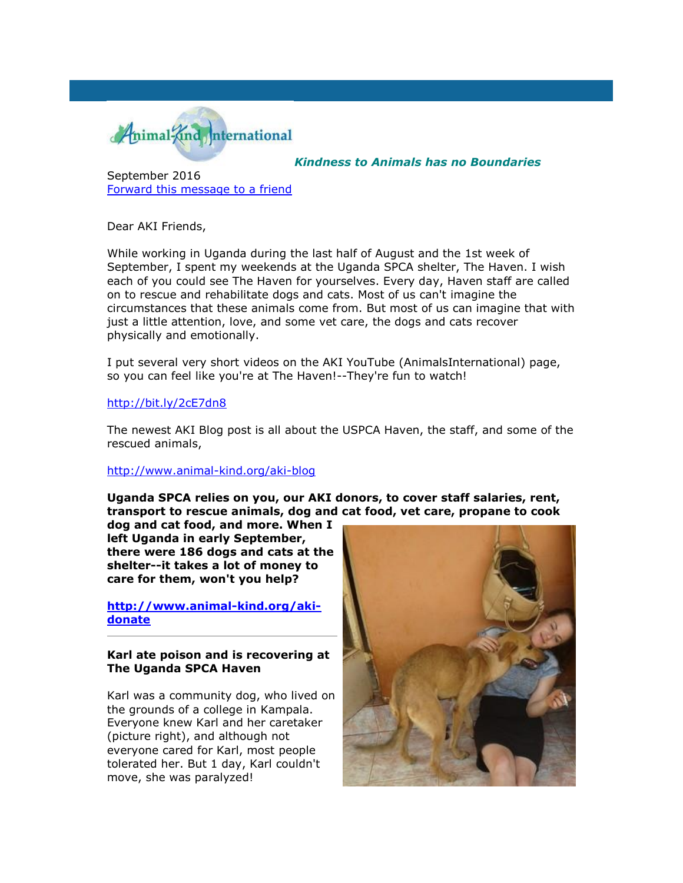*Kindness to Animals has no Boundaries*

September 2016
[Forward this message to a friend]

Dear AKI Friends,

While working in Uganda during the last half of August and the 1st week of September, I spent my weekends at the Uganda SPCA shelter, The Haven. I wish each of you could see The Haven for yourselves. Every day, Haven staff are called on to rescue and rehabilitate dogs and cats. Most of us can't imagine the circumstances that these animals come from. But most of us can imagine that with just a little attention, love, and some vet care, the dogs and cats recover physically and emotionally.

I put several very short videos on the AKI YouTube (AnimalsInternational) page, so you can feel like you're at The Haven!--They're fun to watch!

http://bit.ly/2cE7dn8

The newest AKI Blog post is all about the USPCA Haven, the staff, and some of the rescued animals,

http://www.animal-kind.org/aki-blog

**Uganda SPCA relies on you, our AKI donors, to cover staff salaries, rent, transport to rescue animals, dog and cat food, vet care, propane to cook dog and cat food, and more. When I left Uganda in early September, there were 186 dogs and cats at the shelter--it takes a lot of money to care for them, won't you help?**

**http://www.animal-kind.org/aki-donate**

---

**Karl ate poison and is recovering at The Uganda SPCA Haven**

Karl was a community dog, who lived on the grounds of a college in Kampala. Everyone knew Karl and her caretaker (picture right), and although not everyone cared for Karl, most people tolerated her. But 1 day, Karl couldn't move, she was paralyzed!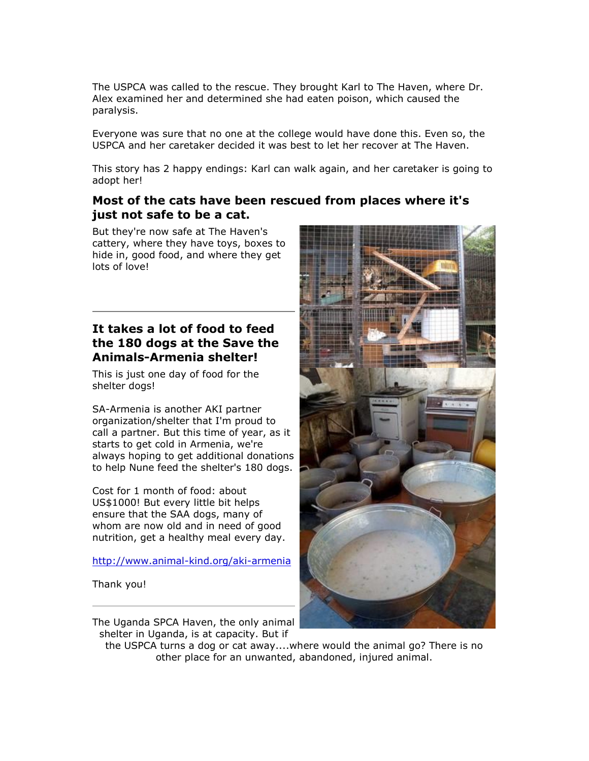The USPCA was called to the rescue. They brought Karl to The Haven, where Dr. Alex examined her and determined she had eaten poison, which caused the paralysis.

Everyone was sure that no one at the college would have done this. Even so, the USPCA and her caretaker decided it was best to let her recover at The Haven.

This story has 2 happy endings: Karl can walk again, and her caretaker is going to adopt her!

### Most of the cats have been rescued from places where it's just not safe to be a cat.

But they're now safe at The Haven's cattery, where they have toys, boxes to hide in, good food, and where they get lots of love!

---

### It takes a lot of food to feed the 180 dogs at the Save the Animals-Armenia shelter!

This is just one day of food for the shelter dogs!

SA-Armenia is another AKI partner organization/shelter that I'm proud to call a partner. But this time of year, as it starts to get cold in Armenia, we're always hoping to get additional donations to help Nune feed the shelter's 180 dogs.

Cost for 1 month of food: about US$1000! But every little bit helps ensure that the SAA dogs, many of whom are now old and in need of good nutrition, get a healthy meal every day.

http://www.animal-kind.org/aki-armenia

Thank you!

---

The Uganda SPCA Haven, the only animal shelter in Uganda, is at capacity. But if the USPCA turns a dog or cat away....where would the animal go? There is no other place for an unwanted, abandoned, injured animal.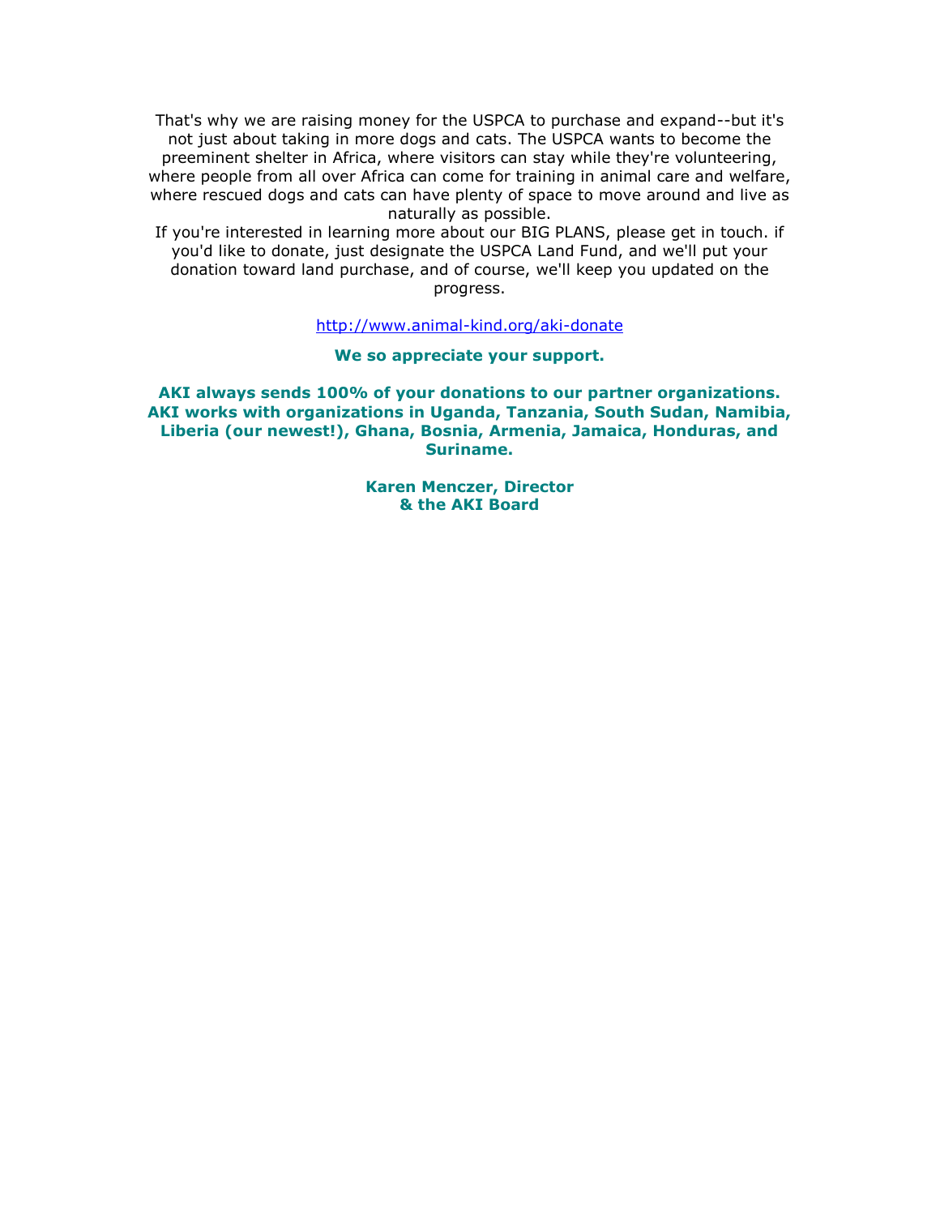That's why we are raising money for the USPCA to purchase and expand--but it's not just about taking in more dogs and cats. The USPCA wants to become the preeminent shelter in Africa, where visitors can stay while they're volunteering, where people from all over Africa can come for training in animal care and welfare, where rescued dogs and cats can have plenty of space to move around and live as naturally as possible.

If you're interested in learning more about our BIG PLANS, please get in touch. if you'd like to donate, just designate the USPCA Land Fund, and we'll put your donation toward land purchase, and of course, we'll keep you updated on the progress.

http://www.animal-kind.org/aki-donate

**We so appreciate your support.**

**AKI always sends 100% of your donations to our partner organizations. AKI works with organizations in Uganda, Tanzania, South Sudan, Namibia, Liberia (our newest!), Ghana, Bosnia, Armenia, Jamaica, Honduras, and Suriname.**

**Karen Menczer, Director**
**& the AKI Board**